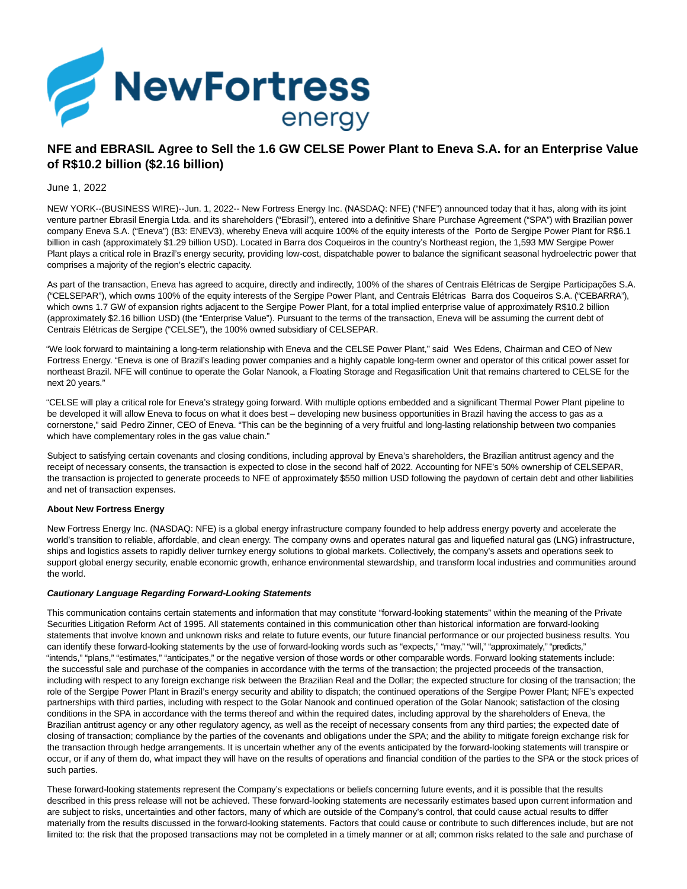# NFE and EBRASIL Agree to Sell the 1.6 GW CELSE Power Plant to Eneva S.A. for an Enterprise Value of R$10.2 billion ($2.16 billion)

June 1, 2022

NEW YORK--(BUSINESS WIRE)--Jun. 1, 2022-- New Fortress Energy Inc. (NASDAQ: NFE) ("NFE") announced today that it has, along with its joint venture partner Ebrasil Energia Ltda. and its shareholders ("Ebrasil"), entered into a definitive Share Purchase Agreement ("SPA") with Brazilian power company Eneva S.A. ("Eneva") (B3: ENEV3), whereby Eneva will acquire 100% of the equity interests of the Porto de Sergipe Power Plant for R$6.1 billion in cash (approximately $1.29 billion USD). Located in Barra dos Coqueiros in the country's Northeast region, the 1,593 MW Sergipe Power Plant plays a critical role in Brazil's energy security, providing low-cost, dispatchable power to balance the significant seasonal hydroelectric power that comprises a majority of the region's electric capacity.

As part of the transaction, Eneva has agreed to acquire, directly and indirectly, 100% of the shares of Centrais Elétricas de Sergipe Participações S.A. ("CELSEPAR"), which owns 100% of the equity interests of the Sergipe Power Plant, and Centrais Elétricas Barra dos Coqueiros S.A. ("CEBARRA"), which owns 1.7 GW of expansion rights adjacent to the Sergipe Power Plant, for a total implied enterprise value of approximately R$10.2 billion (approximately $2.16 billion USD) (the "Enterprise Value"). Pursuant to the terms of the transaction, Eneva will be assuming the current debt of Centrais Elétricas de Sergipe ("CELSE"), the 100% owned subsidiary of CELSEPAR.

"We look forward to maintaining a long-term relationship with Eneva and the CELSE Power Plant," said Wes Edens, Chairman and CEO of New Fortress Energy. "Eneva is one of Brazil's leading power companies and a highly capable long-term owner and operator of this critical power asset for northeast Brazil. NFE will continue to operate the Golar Nanook, a Floating Storage and Regasification Unit that remains chartered to CELSE for the next 20 years."

"CELSE will play a critical role for Eneva's strategy going forward. With multiple options embedded and a significant Thermal Power Plant pipeline to be developed it will allow Eneva to focus on what it does best – developing new business opportunities in Brazil having the access to gas as a cornerstone," said Pedro Zinner, CEO of Eneva. "This can be the beginning of a very fruitful and long-lasting relationship between two companies which have complementary roles in the gas value chain."

Subject to satisfying certain covenants and closing conditions, including approval by Eneva's shareholders, the Brazilian antitrust agency and the receipt of necessary consents, the transaction is expected to close in the second half of 2022. Accounting for NFE's 50% ownership of CELSEPAR, the transaction is projected to generate proceeds to NFE of approximately $550 million USD following the paydown of certain debt and other liabilities and net of transaction expenses.

**About New Fortress Energy**

New Fortress Energy Inc. (NASDAQ: NFE) is a global energy infrastructure company founded to help address energy poverty and accelerate the world's transition to reliable, affordable, and clean energy. The company owns and operates natural gas and liquefied natural gas (LNG) infrastructure, ships and logistics assets to rapidly deliver turnkey energy solutions to global markets. Collectively, the company's assets and operations seek to support global energy security, enable economic growth, enhance environmental stewardship, and transform local industries and communities around the world.

***Cautionary Language Regarding Forward-Looking Statements***

This communication contains certain statements and information that may constitute "forward-looking statements" within the meaning of the Private Securities Litigation Reform Act of 1995. All statements contained in this communication other than historical information are forward-looking statements that involve known and unknown risks and relate to future events, our future financial performance or our projected business results. You can identify these forward-looking statements by the use of forward-looking words such as "expects," "may," "will," "approximately," "predicts," "intends," "plans," "estimates," "anticipates," or the negative version of those words or other comparable words. Forward looking statements include: the successful sale and purchase of the companies in accordance with the terms of the transaction; the projected proceeds of the transaction, including with respect to any foreign exchange risk between the Brazilian Real and the Dollar; the expected structure for closing of the transaction; the role of the Sergipe Power Plant in Brazil's energy security and ability to dispatch; the continued operations of the Sergipe Power Plant; NFE's expected partnerships with third parties, including with respect to the Golar Nanook and continued operation of the Golar Nanook; satisfaction of the closing conditions in the SPA in accordance with the terms thereof and within the required dates, including approval by the shareholders of Eneva, the Brazilian antitrust agency or any other regulatory agency, as well as the receipt of necessary consents from any third parties; the expected date of closing of transaction; compliance by the parties of the covenants and obligations under the SPA; and the ability to mitigate foreign exchange risk for the transaction through hedge arrangements. It is uncertain whether any of the events anticipated by the forward-looking statements will transpire or occur, or if any of them do, what impact they will have on the results of operations and financial condition of the parties to the SPA or the stock prices of such parties.

These forward-looking statements represent the Company's expectations or beliefs concerning future events, and it is possible that the results described in this press release will not be achieved. These forward-looking statements are necessarily estimates based upon current information and are subject to risks, uncertainties and other factors, many of which are outside of the Company's control, that could cause actual results to differ materially from the results discussed in the forward-looking statements. Factors that could cause or contribute to such differences include, but are not limited to: the risk that the proposed transactions may not be completed in a timely manner or at all; common risks related to the sale and purchase of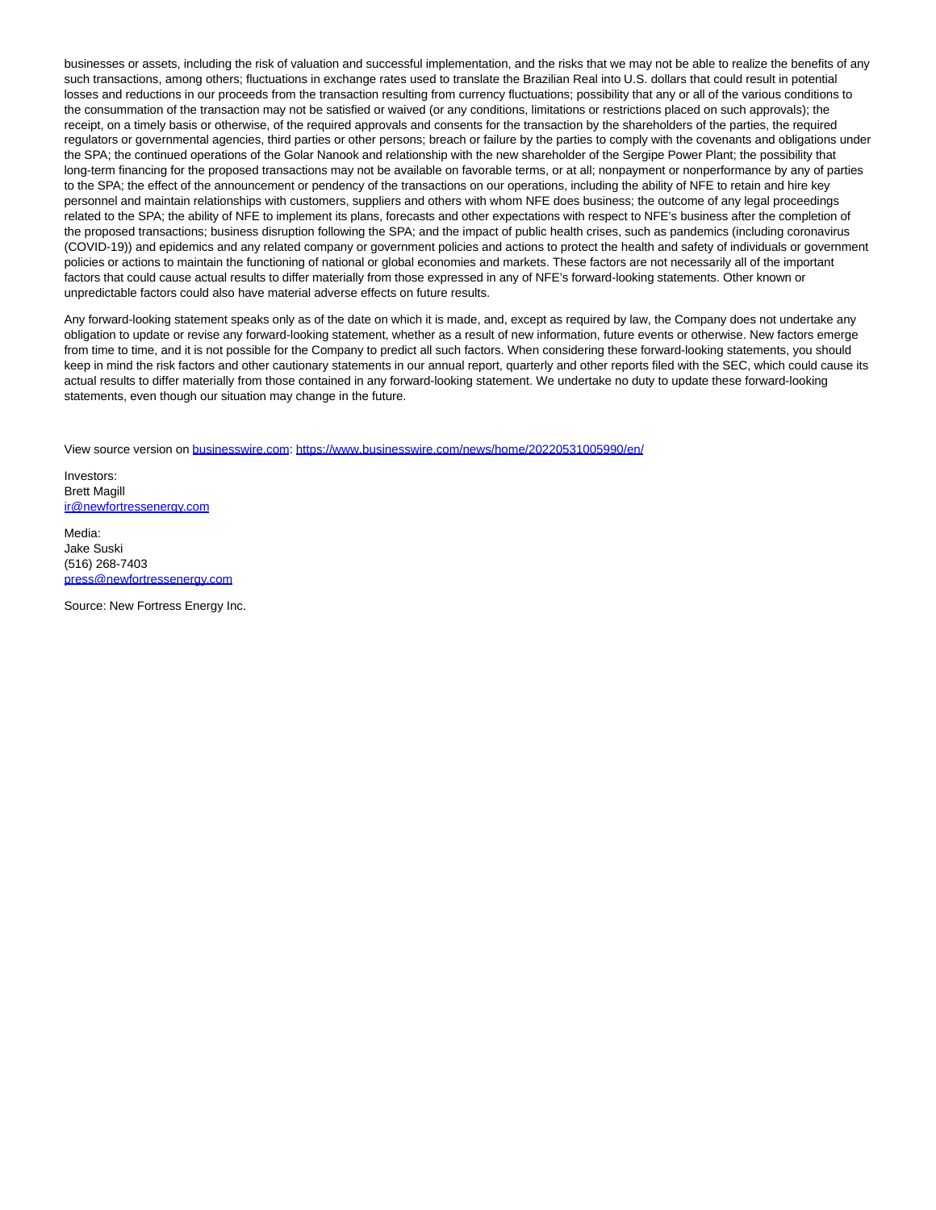businesses or assets, including the risk of valuation and successful implementation, and the risks that we may not be able to realize the benefits of any such transactions, among others; fluctuations in exchange rates used to translate the Brazilian Real into U.S. dollars that could result in potential losses and reductions in our proceeds from the transaction resulting from currency fluctuations; possibility that any or all of the various conditions to the consummation of the transaction may not be satisfied or waived (or any conditions, limitations or restrictions placed on such approvals); the receipt, on a timely basis or otherwise, of the required approvals and consents for the transaction by the shareholders of the parties, the required regulators or governmental agencies, third parties or other persons; breach or failure by the parties to comply with the covenants and obligations under the SPA; the continued operations of the Golar Nanook and relationship with the new shareholder of the Sergipe Power Plant; the possibility that long-term financing for the proposed transactions may not be available on favorable terms, or at all; nonpayment or nonperformance by any of parties to the SPA; the effect of the announcement or pendency of the transactions on our operations, including the ability of NFE to retain and hire key personnel and maintain relationships with customers, suppliers and others with whom NFE does business; the outcome of any legal proceedings related to the SPA; the ability of NFE to implement its plans, forecasts and other expectations with respect to NFE's business after the completion of the proposed transactions; business disruption following the SPA; and the impact of public health crises, such as pandemics (including coronavirus (COVID-19)) and epidemics and any related company or government policies and actions to protect the health and safety of individuals or government policies or actions to maintain the functioning of national or global economies and markets. These factors are not necessarily all of the important factors that could cause actual results to differ materially from those expressed in any of NFE's forward-looking statements. Other known or unpredictable factors could also have material adverse effects on future results.

Any forward-looking statement speaks only as of the date on which it is made, and, except as required by law, the Company does not undertake any obligation to update or revise any forward-looking statement, whether as a result of new information, future events or otherwise. New factors emerge from time to time, and it is not possible for the Company to predict all such factors. When considering these forward-looking statements, you should keep in mind the risk factors and other cautionary statements in our annual report, quarterly and other reports filed with the SEC, which could cause its actual results to differ materially from those contained in any forward-looking statement. We undertake no duty to update these forward-looking statements, even though our situation may change in the future.

View source version on businesswire.com: https://www.businesswire.com/news/home/20220531005990/en/

Investors:
Brett Magill
ir@newfortressenergy.com

Media:
Jake Suski
(516) 268-7403
press@newfortressenergy.com

Source: New Fortress Energy Inc.